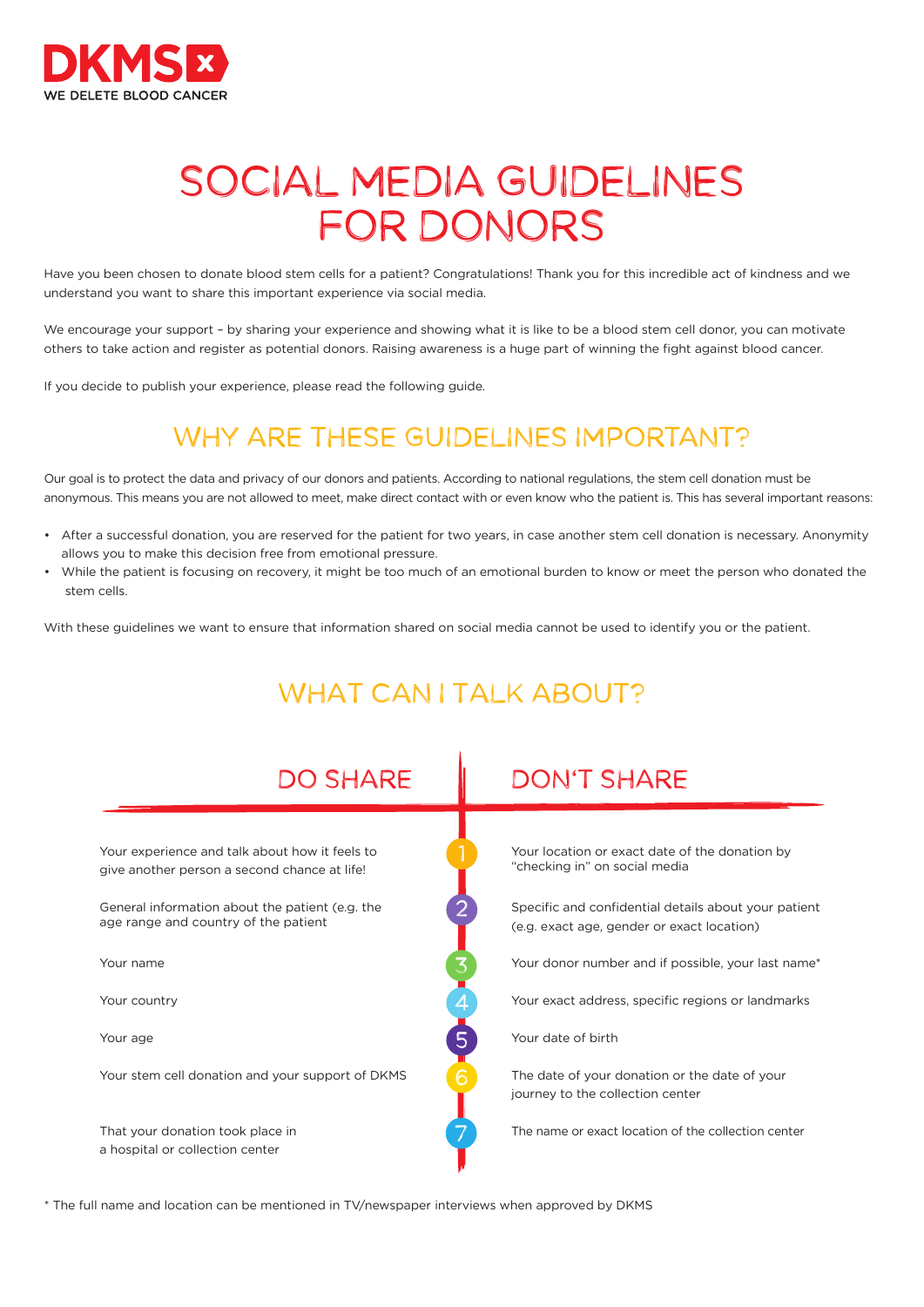DKMS
WE DELETE BLOOD CANCER

# SOCIAL MEDIA GUIDELINES FOR DONORS

Have you been chosen to donate blood stem cells for a patient? Congratulations! Thank you for this incredible act of kindness and we understand you want to share this important experience via social media.

We encourage your support – by sharing your experience and showing what it is like to be a blood stem cell donor, you can motivate others to take action and register as potential donors. Raising awareness is a huge part of winning the fight against blood cancer.

If you decide to publish your experience, please read the following guide.

## WHY ARE THESE GUIDELINES IMPORTANT?

Our goal is to protect the data and privacy of our donors and patients. According to national regulations, the stem cell donation must be anonymous. This means you are not allowed to meet, make direct contact with or even know who the patient is. This has several important reasons:

- After a successful donation, you are reserved for the patient for two years, in case another stem cell donation is necessary. Anonymity allows you to make this decision free from emotional pressure.
- While the patient is focusing on recovery, it might be too much of an emotional burden to know or meet the person who donated the stem cells.

With these guidelines we want to ensure that information shared on social media cannot be used to identify you or the patient.

## WHAT CAN I TALK ABOUT?

| DO SHARE | | DON'T SHARE |
|---|---|---|
| Your experience and talk about how it feels to give another person a second chance at life! | 1 | Your location or exact date of the donation by "checking in" on social media |
| General information about the patient (e.g. the age range and country of the patient | 2 | Specific and confidential details about your patient (e.g. exact age, gender or exact location) |
| Your name | 3 | Your donor number and if possible, your last name* |
| Your country | 4 | Your exact address, specific regions or landmarks |
| Your age | 5 | Your date of birth |
| Your stem cell donation and your support of DKMS | 6 | The date of your donation or the date of your journey to the collection center |
| That your donation took place in a hospital or collection center | 7 | The name or exact location of the collection center |

\* The full name and location can be mentioned in TV/newspaper interviews when approved by DKMS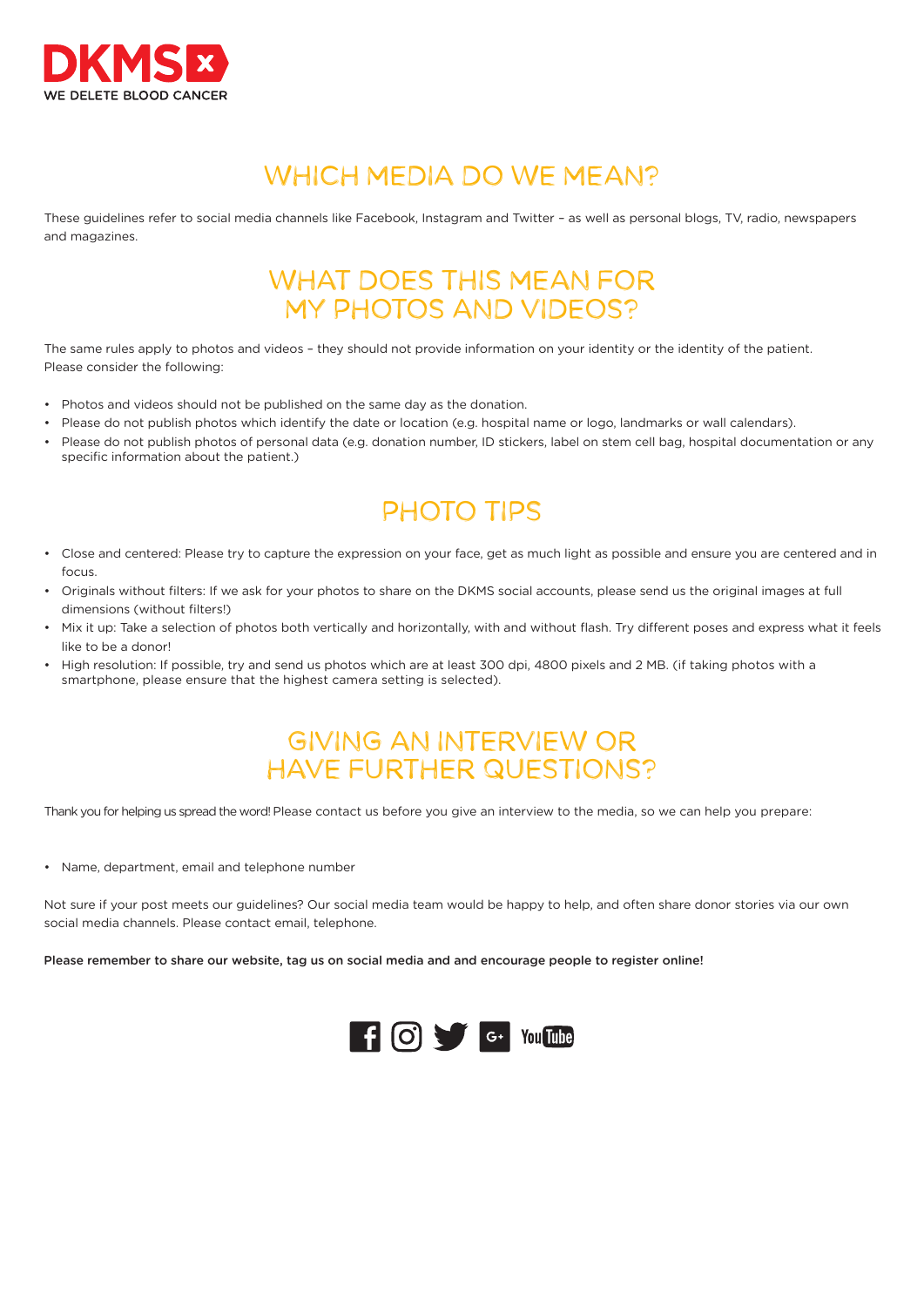DKMS
WE DELETE BLOOD CANCER

# WHICH MEDIA DO WE MEAN?

These guidelines refer to social media channels like Facebook, Instagram and Twitter – as well as personal blogs, TV, radio, newspapers and magazines.

# WHAT DOES THIS MEAN FOR MY PHOTOS AND VIDEOS?

The same rules apply to photos and videos – they should not provide information on your identity or the identity of the patient. Please consider the following:

- Photos and videos should not be published on the same day as the donation.
- Please do not publish photos which identify the date or location (e.g. hospital name or logo, landmarks or wall calendars).
- Please do not publish photos of personal data (e.g. donation number, ID stickers, label on stem cell bag, hospital documentation or any specific information about the patient.)

# PHOTO TIPS

- Close and centered: Please try to capture the expression on your face, get as much light as possible and ensure you are centered and in focus.
- Originals without filters: If we ask for your photos to share on the DKMS social accounts, please send us the original images at full dimensions (without filters!)
- Mix it up: Take a selection of photos both vertically and horizontally, with and without flash. Try different poses and express what it feels like to be a donor!
- High resolution: If possible, try and send us photos which are at least 300 dpi, 4800 pixels and 2 MB. (if taking photos with a smartphone, please ensure that the highest camera setting is selected).

# GIVING AN INTERVIEW OR HAVE FURTHER QUESTIONS?

Thank you for helping us spread the word! Please contact us before you give an interview to the media, so we can help you prepare:

- Name, department, email and telephone number

Not sure if your post meets our guidelines? Our social media team would be happy to help, and often share donor stories via our own social media channels. Please contact email, telephone.

**Please remember to share our website, tag us on social media and and encourage people to register online!**